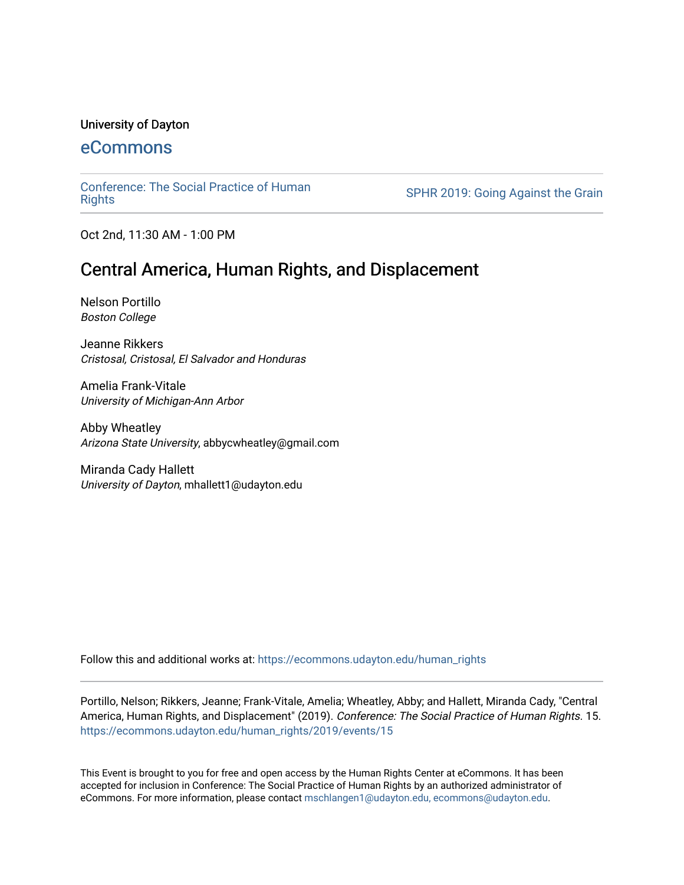University of Dayton

## eCommons

Conference: The Social Practice of Human Rights | SPHR 2019: Going Against the Grain

Oct 2nd, 11:30 AM - 1:00 PM

# Central America, Human Rights, and Displacement

Nelson Portillo
*Boston College*

Jeanne Rikkers
*Cristosal, Cristosal, El Salvador and Honduras*

Amelia Frank-Vitale
*University of Michigan-Ann Arbor*

Abby Wheatley
*Arizona State University*, abbycwheatley@gmail.com

Miranda Cady Hallett
*University of Dayton*, mhallett1@udayton.edu

Follow this and additional works at: https://ecommons.udayton.edu/human_rights

Portillo, Nelson; Rikkers, Jeanne; Frank-Vitale, Amelia; Wheatley, Abby; and Hallett, Miranda Cady, "Central America, Human Rights, and Displacement" (2019). *Conference: The Social Practice of Human Rights*. 15.
https://ecommons.udayton.edu/human_rights/2019/events/15

This Event is brought to you for free and open access by the Human Rights Center at eCommons. It has been accepted for inclusion in Conference: The Social Practice of Human Rights by an authorized administrator of eCommons. For more information, please contact mschlangen1@udayton.edu, ecommons@udayton.edu.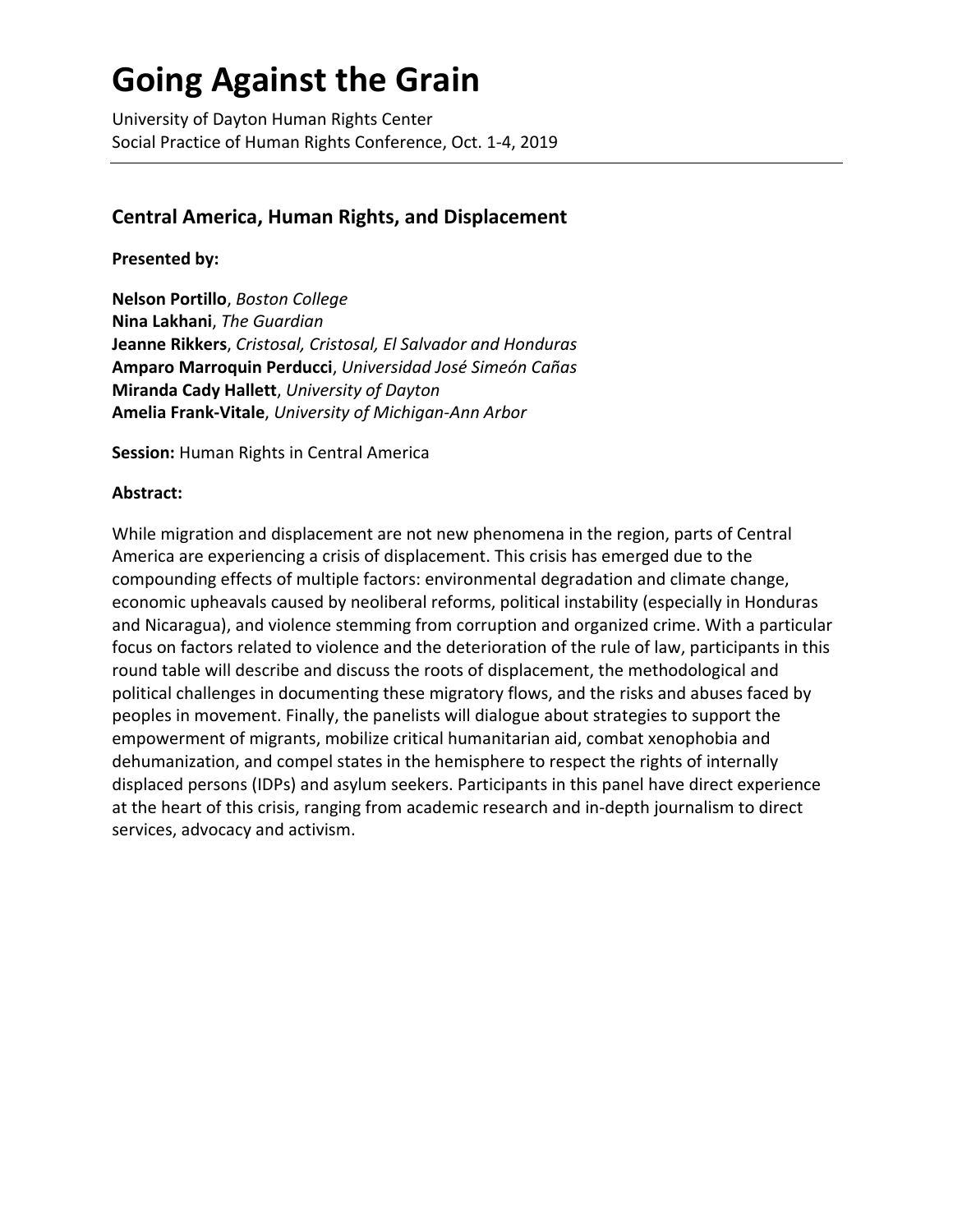# Going Against the Grain

University of Dayton Human Rights Center
Social Practice of Human Rights Conference, Oct. 1-4, 2019

---

## Central America, Human Rights, and Displacement

**Presented by:**

**Nelson Portillo**, *Boston College*
**Nina Lakhani**, *The Guardian*
**Jeanne Rikkers**, *Cristosal, Cristosal, El Salvador and Honduras*
**Amparo Marroquin Perducci**, *Universidad José Simeón Cañas*
**Miranda Cady Hallett**, *University of Dayton*
**Amelia Frank-Vitale**, *University of Michigan-Ann Arbor*

**Session:** Human Rights in Central America

**Abstract:**

While migration and displacement are not new phenomena in the region, parts of Central America are experiencing a crisis of displacement. This crisis has emerged due to the compounding effects of multiple factors: environmental degradation and climate change, economic upheavals caused by neoliberal reforms, political instability (especially in Honduras and Nicaragua), and violence stemming from corruption and organized crime. With a particular focus on factors related to violence and the deterioration of the rule of law, participants in this round table will describe and discuss the roots of displacement, the methodological and political challenges in documenting these migratory flows, and the risks and abuses faced by peoples in movement. Finally, the panelists will dialogue about strategies to support the empowerment of migrants, mobilize critical humanitarian aid, combat xenophobia and dehumanization, and compel states in the hemisphere to respect the rights of internally displaced persons (IDPs) and asylum seekers. Participants in this panel have direct experience at the heart of this crisis, ranging from academic research and in-depth journalism to direct services, advocacy and activism.